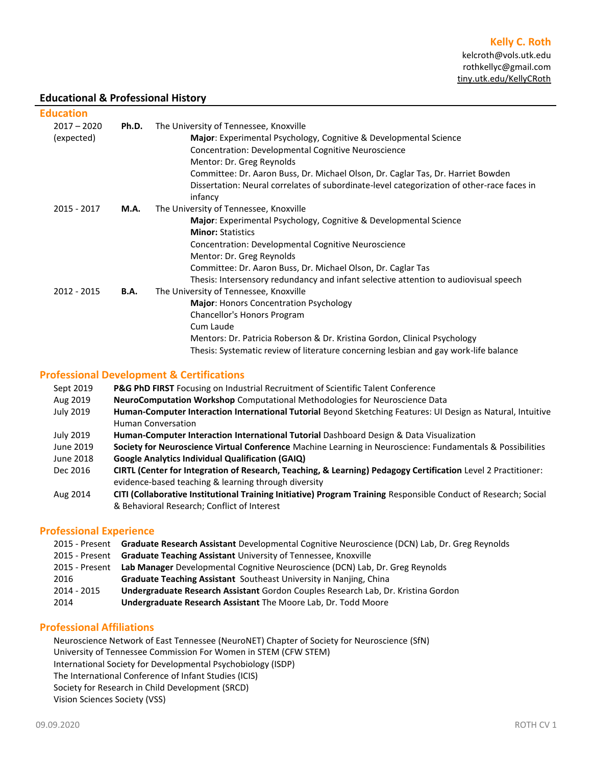**Kelly C. Roth**
kelcroth@vols.utk.edu
rothkellyc@gmail.com
tiny.utk.edu/KellyCRoth

## Educational & Professional History

### Education

2017 – 2020 (expected) **Ph.D.** The University of Tennessee, Knoxville
- **Major**: Experimental Psychology, Cognitive & Developmental Science
- Concentration: Developmental Cognitive Neuroscience
- Mentor: Dr. Greg Reynolds
- Committee: Dr. Aaron Buss, Dr. Michael Olson, Dr. Caglar Tas, Dr. Harriet Bowden
- Dissertation: Neural correlates of subordinate-level categorization of other-race faces in infancy

2015 - 2017 **M.A.** The University of Tennessee, Knoxville
- **Major**: Experimental Psychology, Cognitive & Developmental Science
- **Minor:** Statistics
- Concentration: Developmental Cognitive Neuroscience
- Mentor: Dr. Greg Reynolds
- Committee: Dr. Aaron Buss, Dr. Michael Olson, Dr. Caglar Tas
- Thesis: Intersensory redundancy and infant selective attention to audiovisual speech

2012 - 2015 **B.A.** The University of Tennessee, Knoxville
- **Major**: Honors Concentration Psychology
- Chancellor's Honors Program
- Cum Laude
- Mentors: Dr. Patricia Roberson & Dr. Kristina Gordon, Clinical Psychology
- Thesis: Systematic review of literature concerning lesbian and gay work-life balance

### Professional Development & Certifications

- Sept 2019 — **P&G PhD FIRST** Focusing on Industrial Recruitment of Scientific Talent Conference
- Aug 2019 — **NeuroComputation Workshop** Computational Methodologies for Neuroscience Data
- July 2019 — **Human-Computer Interaction International Tutorial** Beyond Sketching Features: UI Design as Natural, Intuitive Human Conversation
- July 2019 — **Human-Computer Interaction International Tutorial** Dashboard Design & Data Visualization
- June 2019 — **Society for Neuroscience Virtual Conference** Machine Learning in Neuroscience: Fundamentals & Possibilities
- June 2018 — **Google Analytics Individual Qualification (GAIQ)**
- Dec 2016 — **CIRTL (Center for Integration of Research, Teaching, & Learning) Pedagogy Certification** Level 2 Practitioner: evidence-based teaching & learning through diversity
- Aug 2014 — **CITI (Collaborative Institutional Training Initiative) Program Training** Responsible Conduct of Research; Social & Behavioral Research; Conflict of Interest

### Professional Experience

- 2015 - Present — **Graduate Research Assistant** Developmental Cognitive Neuroscience (DCN) Lab, Dr. Greg Reynolds
- 2015 - Present — **Graduate Teaching Assistant** University of Tennessee, Knoxville
- 2015 - Present — **Lab Manager** Developmental Cognitive Neuroscience (DCN) Lab, Dr. Greg Reynolds
- 2016 — **Graduate Teaching Assistant** Southeast University in Nanjing, China
- 2014 - 2015 — **Undergraduate Research Assistant** Gordon Couples Research Lab, Dr. Kristina Gordon
- 2014 — **Undergraduate Research Assistant** The Moore Lab, Dr. Todd Moore

### Professional Affiliations

- Neuroscience Network of East Tennessee (NeuroNET) Chapter of Society for Neuroscience (SfN)
- University of Tennessee Commission For Women in STEM (CFW STEM)
- International Society for Developmental Psychobiology (ISDP)
- The International Conference of Infant Studies (ICIS)
- Society for Research in Child Development (SRCD)
- Vision Sciences Society (VSS)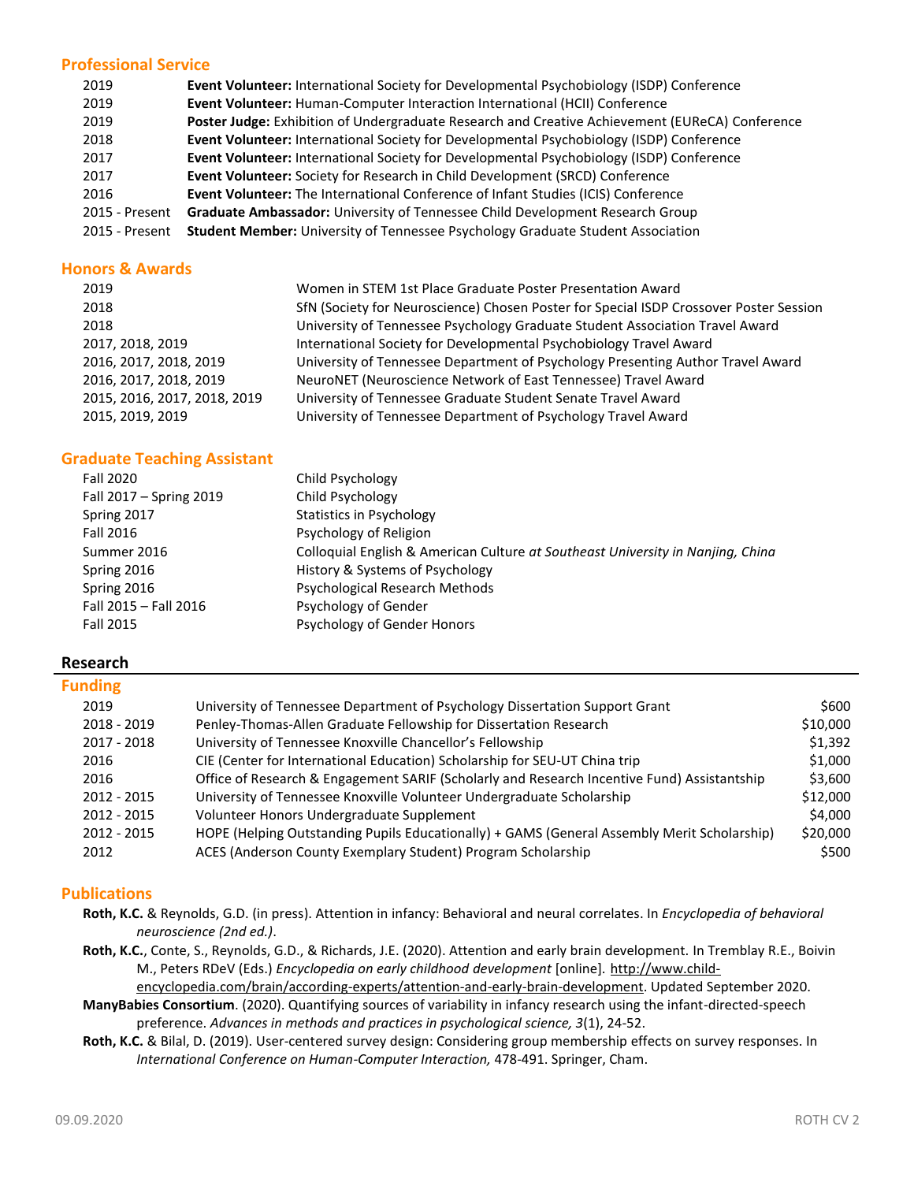## Professional Service

| | |
|---|---|
| 2019 | **Event Volunteer:** International Society for Developmental Psychobiology (ISDP) Conference |
| 2019 | **Event Volunteer:** Human-Computer Interaction International (HCII) Conference |
| 2019 | **Poster Judge:** Exhibition of Undergraduate Research and Creative Achievement (EUReCA) Conference |
| 2018 | **Event Volunteer:** International Society for Developmental Psychobiology (ISDP) Conference |
| 2017 | **Event Volunteer:** International Society for Developmental Psychobiology (ISDP) Conference |
| 2017 | **Event Volunteer:** Society for Research in Child Development (SRCD) Conference |
| 2016 | **Event Volunteer:** The International Conference of Infant Studies (ICIS) Conference |
| 2015 - Present | **Graduate Ambassador:** University of Tennessee Child Development Research Group |
| 2015 - Present | **Student Member:** University of Tennessee Psychology Graduate Student Association |

## Honors & Awards

| | |
|---|---|
| 2019 | Women in STEM 1st Place Graduate Poster Presentation Award |
| 2018 | SfN (Society for Neuroscience) Chosen Poster for Special ISDP Crossover Poster Session |
| 2018 | University of Tennessee Psychology Graduate Student Association Travel Award |
| 2017, 2018, 2019 | International Society for Developmental Psychobiology Travel Award |
| 2016, 2017, 2018, 2019 | University of Tennessee Department of Psychology Presenting Author Travel Award |
| 2016, 2017, 2018, 2019 | NeuroNET (Neuroscience Network of East Tennessee) Travel Award |
| 2015, 2016, 2017, 2018, 2019 | University of Tennessee Graduate Student Senate Travel Award |
| 2015, 2019, 2019 | University of Tennessee Department of Psychology Travel Award |

## Graduate Teaching Assistant

| | |
|---|---|
| Fall 2020 | Child Psychology |
| Fall 2017 – Spring 2019 | Child Psychology |
| Spring 2017 | Statistics in Psychology |
| Fall 2016 | Psychology of Religion |
| Summer 2016 | Colloquial English & American Culture *at Southeast University in Nanjing, China* |
| Spring 2016 | History & Systems of Psychology |
| Spring 2016 | Psychological Research Methods |
| Fall 2015 – Fall 2016 | Psychology of Gender |
| Fall 2015 | Psychology of Gender Honors |

# Research

## Funding

| | | |
|---|---|---|
| 2019 | University of Tennessee Department of Psychology Dissertation Support Grant | $600 |
| 2018 - 2019 | Penley-Thomas-Allen Graduate Fellowship for Dissertation Research | $10,000 |
| 2017 - 2018 | University of Tennessee Knoxville Chancellor's Fellowship | $1,392 |
| 2016 | CIE (Center for International Education) Scholarship for SEU-UT China trip | $1,000 |
| 2016 | Office of Research & Engagement SARIF (Scholarly and Research Incentive Fund) Assistantship | $3,600 |
| 2012 - 2015 | University of Tennessee Knoxville Volunteer Undergraduate Scholarship | $12,000 |
| 2012 - 2015 | Volunteer Honors Undergraduate Supplement | $4,000 |
| 2012 - 2015 | HOPE (Helping Outstanding Pupils Educationally) + GAMS (General Assembly Merit Scholarship) | $20,000 |
| 2012 | ACES (Anderson County Exemplary Student) Program Scholarship | $500 |

## Publications

**Roth, K.C.** & Reynolds, G.D. (in press). Attention in infancy: Behavioral and neural correlates. In *Encyclopedia of behavioral neuroscience (2nd ed.)*.

**Roth, K.C.**, Conte, S., Reynolds, G.D., & Richards, J.E. (2020). Attention and early brain development. In Tremblay R.E., Boivin M., Peters RDeV (Eds.) *Encyclopedia on early childhood development* [online]. http://www.child-encyclopedia.com/brain/according-experts/attention-and-early-brain-development. Updated September 2020.

**ManyBabies Consortium**. (2020). Quantifying sources of variability in infancy research using the infant-directed-speech preference. *Advances in methods and practices in psychological science, 3*(1), 24-52.

**Roth, K.C.** & Bilal, D. (2019). User-centered survey design: Considering group membership effects on survey responses. In *International Conference on Human-Computer Interaction,* 478-491. Springer, Cham.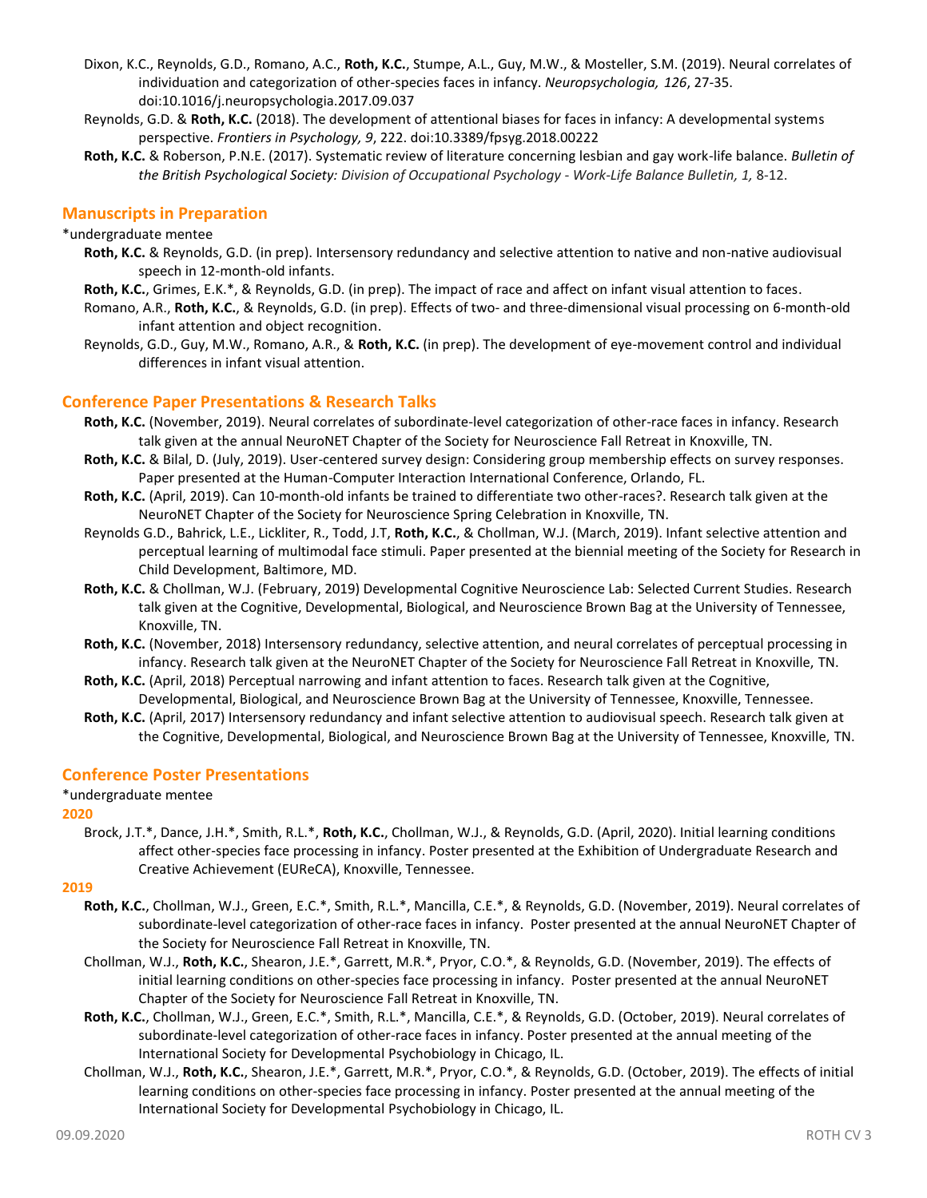Dixon, K.C., Reynolds, G.D., Romano, A.C., **Roth, K.C.**, Stumpe, A.L., Guy, M.W., & Mosteller, S.M. (2019). Neural correlates of individuation and categorization of other-species faces in infancy. *Neuropsychologia, 126*, 27-35. doi:10.1016/j.neuropsychologia.2017.09.037

Reynolds, G.D. & **Roth, K.C.** (2018). The development of attentional biases for faces in infancy: A developmental systems perspective. *Frontiers in Psychology, 9*, 222. doi:10.3389/fpsyg.2018.00222

**Roth, K.C.** & Roberson, P.N.E. (2017). Systematic review of literature concerning lesbian and gay work-life balance. *Bulletin of the British Psychological Society: Division of Occupational Psychology - Work-Life Balance Bulletin, 1,* 8-12.

## Manuscripts in Preparation

*undergraduate mentee

**Roth, K.C.** & Reynolds, G.D. (in prep). Intersensory redundancy and selective attention to native and non-native audiovisual speech in 12-month-old infants.

**Roth, K.C.**, Grimes, E.K.*, & Reynolds, G.D. (in prep). The impact of race and affect on infant visual attention to faces.

Romano, A.R., **Roth, K.C.**, & Reynolds, G.D. (in prep). Effects of two- and three-dimensional visual processing on 6-month-old infant attention and object recognition.

Reynolds, G.D., Guy, M.W., Romano, A.R., & **Roth, K.C.** (in prep). The development of eye-movement control and individual differences in infant visual attention.

## Conference Paper Presentations & Research Talks

**Roth, K.C.** (November, 2019). Neural correlates of subordinate-level categorization of other-race faces in infancy. Research talk given at the annual NeuroNET Chapter of the Society for Neuroscience Fall Retreat in Knoxville, TN.

**Roth, K.C.** & Bilal, D. (July, 2019). User-centered survey design: Considering group membership effects on survey responses. Paper presented at the Human-Computer Interaction International Conference, Orlando, FL.

**Roth, K.C.** (April, 2019). Can 10-month-old infants be trained to differentiate two other-races?. Research talk given at the NeuroNET Chapter of the Society for Neuroscience Spring Celebration in Knoxville, TN.

Reynolds G.D., Bahrick, L.E., Lickliter, R., Todd, J.T, **Roth, K.C.**, & Chollman, W.J. (March, 2019). Infant selective attention and perceptual learning of multimodal face stimuli. Paper presented at the biennial meeting of the Society for Research in Child Development, Baltimore, MD.

**Roth, K.C.** & Chollman, W.J. (February, 2019) Developmental Cognitive Neuroscience Lab: Selected Current Studies. Research talk given at the Cognitive, Developmental, Biological, and Neuroscience Brown Bag at the University of Tennessee, Knoxville, TN.

**Roth, K.C.** (November, 2018) Intersensory redundancy, selective attention, and neural correlates of perceptual processing in infancy. Research talk given at the NeuroNET Chapter of the Society for Neuroscience Fall Retreat in Knoxville, TN.

**Roth, K.C.** (April, 2018) Perceptual narrowing and infant attention to faces. Research talk given at the Cognitive, Developmental, Biological, and Neuroscience Brown Bag at the University of Tennessee, Knoxville, Tennessee.

**Roth, K.C.** (April, 2017) Intersensory redundancy and infant selective attention to audiovisual speech. Research talk given at the Cognitive, Developmental, Biological, and Neuroscience Brown Bag at the University of Tennessee, Knoxville, TN.

## Conference Poster Presentations

*undergraduate mentee

### 2020

Brock, J.T.*, Dance, J.H.*, Smith, R.L.*, **Roth, K.C.**, Chollman, W.J., & Reynolds, G.D. (April, 2020). Initial learning conditions affect other-species face processing in infancy. Poster presented at the Exhibition of Undergraduate Research and Creative Achievement (EUReCA), Knoxville, Tennessee.

### 2019

**Roth, K.C.**, Chollman, W.J., Green, E.C.*, Smith, R.L.*, Mancilla, C.E.*, & Reynolds, G.D. (November, 2019). Neural correlates of subordinate-level categorization of other-race faces in infancy. Poster presented at the annual NeuroNET Chapter of the Society for Neuroscience Fall Retreat in Knoxville, TN.

Chollman, W.J., **Roth, K.C.**, Shearon, J.E.*, Garrett, M.R.*, Pryor, C.O.*, & Reynolds, G.D. (November, 2019). The effects of initial learning conditions on other-species face processing in infancy. Poster presented at the annual NeuroNET Chapter of the Society for Neuroscience Fall Retreat in Knoxville, TN.

**Roth, K.C.**, Chollman, W.J., Green, E.C.*, Smith, R.L.*, Mancilla, C.E.*, & Reynolds, G.D. (October, 2019). Neural correlates of subordinate-level categorization of other-race faces in infancy. Poster presented at the annual meeting of the International Society for Developmental Psychobiology in Chicago, IL.

Chollman, W.J., **Roth, K.C.**, Shearon, J.E.*, Garrett, M.R.*, Pryor, C.O.*, & Reynolds, G.D. (October, 2019). The effects of initial learning conditions on other-species face processing in infancy. Poster presented at the annual meeting of the International Society for Developmental Psychobiology in Chicago, IL.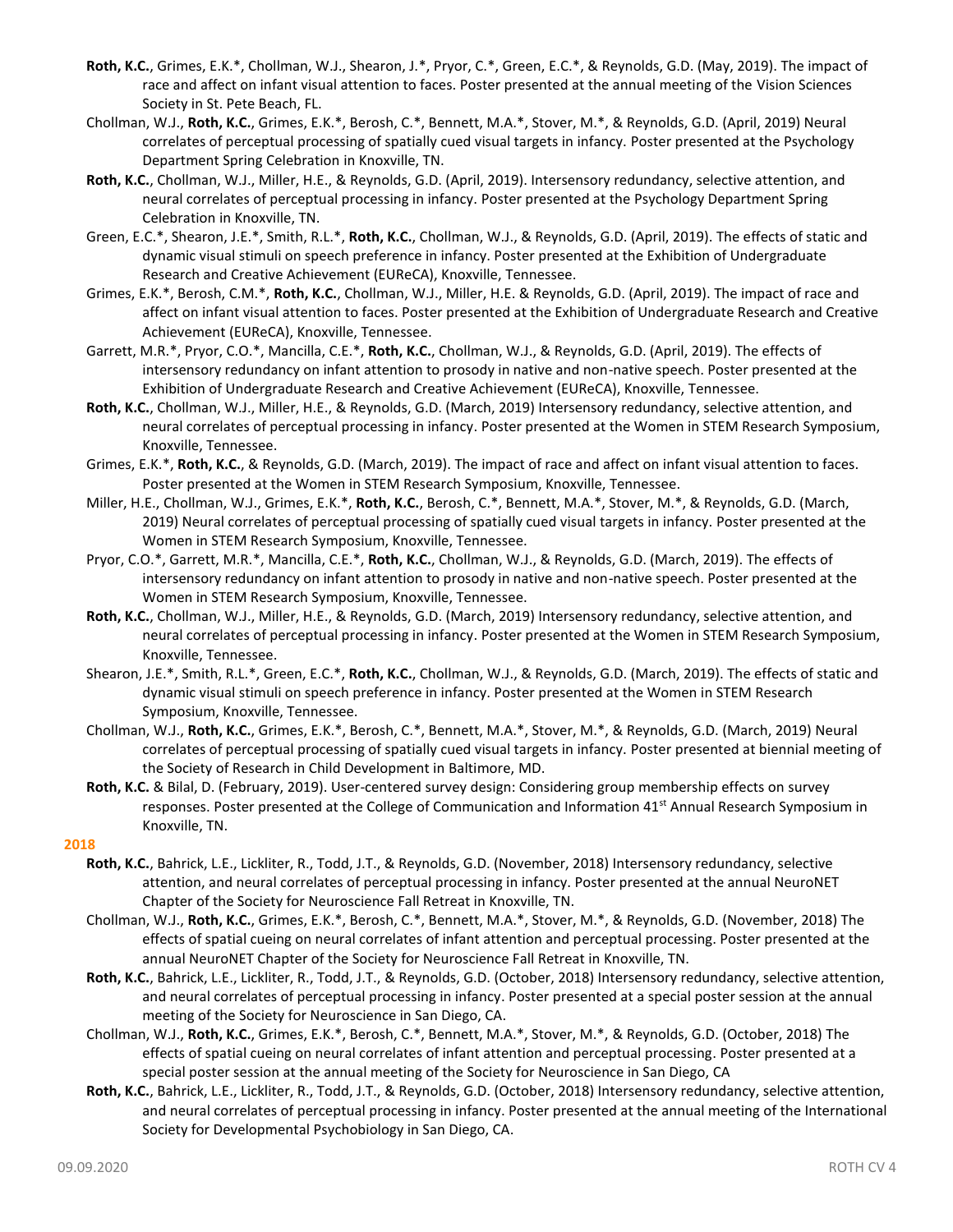**Roth, K.C.**, Grimes, E.K.*, Chollman, W.J., Shearon, J.*, Pryor, C.*, Green, E.C.*, & Reynolds, G.D. (May, 2019). The impact of race and affect on infant visual attention to faces. Poster presented at the annual meeting of the Vision Sciences Society in St. Pete Beach, FL.

Chollman, W.J., **Roth, K.C.**, Grimes, E.K.*, Berosh, C.*, Bennett, M.A.*, Stover, M.*, & Reynolds, G.D. (April, 2019) Neural correlates of perceptual processing of spatially cued visual targets in infancy. Poster presented at the Psychology Department Spring Celebration in Knoxville, TN.

**Roth, K.C.**, Chollman, W.J., Miller, H.E., & Reynolds, G.D. (April, 2019). Intersensory redundancy, selective attention, and neural correlates of perceptual processing in infancy. Poster presented at the Psychology Department Spring Celebration in Knoxville, TN.

Green, E.C.*, Shearon, J.E.*, Smith, R.L.*, **Roth, K.C.**, Chollman, W.J., & Reynolds, G.D. (April, 2019). The effects of static and dynamic visual stimuli on speech preference in infancy. Poster presented at the Exhibition of Undergraduate Research and Creative Achievement (EUReCA), Knoxville, Tennessee.

Grimes, E.K.*, Berosh, C.M.*, **Roth, K.C.**, Chollman, W.J., Miller, H.E. & Reynolds, G.D. (April, 2019). The impact of race and affect on infant visual attention to faces. Poster presented at the Exhibition of Undergraduate Research and Creative Achievement (EUReCA), Knoxville, Tennessee.

Garrett, M.R.*, Pryor, C.O.*, Mancilla, C.E.*, **Roth, K.C.**, Chollman, W.J., & Reynolds, G.D. (April, 2019). The effects of intersensory redundancy on infant attention to prosody in native and non-native speech. Poster presented at the Exhibition of Undergraduate Research and Creative Achievement (EUReCA), Knoxville, Tennessee.

**Roth, K.C.**, Chollman, W.J., Miller, H.E., & Reynolds, G.D. (March, 2019) Intersensory redundancy, selective attention, and neural correlates of perceptual processing in infancy. Poster presented at the Women in STEM Research Symposium, Knoxville, Tennessee.

Grimes, E.K.*, **Roth, K.C.**, & Reynolds, G.D. (March, 2019). The impact of race and affect on infant visual attention to faces. Poster presented at the Women in STEM Research Symposium, Knoxville, Tennessee.

Miller, H.E., Chollman, W.J., Grimes, E.K.*, **Roth, K.C.**, Berosh, C.*, Bennett, M.A.*, Stover, M.*, & Reynolds, G.D. (March, 2019) Neural correlates of perceptual processing of spatially cued visual targets in infancy. Poster presented at the Women in STEM Research Symposium, Knoxville, Tennessee.

Pryor, C.O.*, Garrett, M.R.*, Mancilla, C.E.*, **Roth, K.C.**, Chollman, W.J., & Reynolds, G.D. (March, 2019). The effects of intersensory redundancy on infant attention to prosody in native and non-native speech. Poster presented at the Women in STEM Research Symposium, Knoxville, Tennessee.

**Roth, K.C.**, Chollman, W.J., Miller, H.E., & Reynolds, G.D. (March, 2019) Intersensory redundancy, selective attention, and neural correlates of perceptual processing in infancy. Poster presented at the Women in STEM Research Symposium, Knoxville, Tennessee.

Shearon, J.E.*, Smith, R.L.*, Green, E.C.*, **Roth, K.C.**, Chollman, W.J., & Reynolds, G.D. (March, 2019). The effects of static and dynamic visual stimuli on speech preference in infancy. Poster presented at the Women in STEM Research Symposium, Knoxville, Tennessee.

Chollman, W.J., **Roth, K.C.**, Grimes, E.K.*, Berosh, C.*, Bennett, M.A.*, Stover, M.*, & Reynolds, G.D. (March, 2019) Neural correlates of perceptual processing of spatially cued visual targets in infancy. Poster presented at biennial meeting of the Society of Research in Child Development in Baltimore, MD.

**Roth, K.C.** & Bilal, D. (February, 2019). User-centered survey design: Considering group membership effects on survey responses. Poster presented at the College of Communication and Information 41st Annual Research Symposium in Knoxville, TN.

**2018**

**Roth, K.C.**, Bahrick, L.E., Lickliter, R., Todd, J.T., & Reynolds, G.D. (November, 2018) Intersensory redundancy, selective attention, and neural correlates of perceptual processing in infancy. Poster presented at the annual NeuroNET Chapter of the Society for Neuroscience Fall Retreat in Knoxville, TN.

Chollman, W.J., **Roth, K.C.**, Grimes, E.K.*, Berosh, C.*, Bennett, M.A.*, Stover, M.*, & Reynolds, G.D. (November, 2018) The effects of spatial cueing on neural correlates of infant attention and perceptual processing. Poster presented at the annual NeuroNET Chapter of the Society for Neuroscience Fall Retreat in Knoxville, TN.

**Roth, K.C.**, Bahrick, L.E., Lickliter, R., Todd, J.T., & Reynolds, G.D. (October, 2018) Intersensory redundancy, selective attention, and neural correlates of perceptual processing in infancy. Poster presented at a special poster session at the annual meeting of the Society for Neuroscience in San Diego, CA.

Chollman, W.J., **Roth, K.C.**, Grimes, E.K.*, Berosh, C.*, Bennett, M.A.*, Stover, M.*, & Reynolds, G.D. (October, 2018) The effects of spatial cueing on neural correlates of infant attention and perceptual processing. Poster presented at a special poster session at the annual meeting of the Society for Neuroscience in San Diego, CA

**Roth, K.C.**, Bahrick, L.E., Lickliter, R., Todd, J.T., & Reynolds, G.D. (October, 2018) Intersensory redundancy, selective attention, and neural correlates of perceptual processing in infancy. Poster presented at the annual meeting of the International Society for Developmental Psychobiology in San Diego, CA.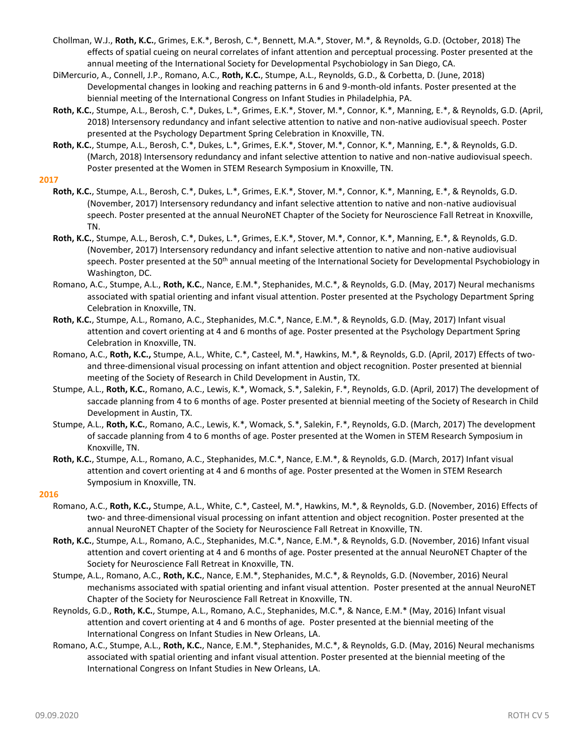Chollman, W.J., **Roth, K.C.**, Grimes, E.K.*, Berosh, C.*, Bennett, M.A.*, Stover, M.*, & Reynolds, G.D. (October, 2018) The effects of spatial cueing on neural correlates of infant attention and perceptual processing. Poster presented at the annual meeting of the International Society for Developmental Psychobiology in San Diego, CA.

DiMercurio, A., Connell, J.P., Romano, A.C., **Roth, K.C.**, Stumpe, A.L., Reynolds, G.D., & Corbetta, D. (June, 2018) Developmental changes in looking and reaching patterns in 6 and 9-month-old infants. Poster presented at the biennial meeting of the International Congress on Infant Studies in Philadelphia, PA.

**Roth, K.C.**, Stumpe, A.L., Berosh, C.*, Dukes, L.*, Grimes, E.K.*, Stover, M.*, Connor, K.*, Manning, E.*, & Reynolds, G.D. (April, 2018) Intersensory redundancy and infant selective attention to native and non-native audiovisual speech. Poster presented at the Psychology Department Spring Celebration in Knoxville, TN.

**Roth, K.C.**, Stumpe, A.L., Berosh, C.*, Dukes, L.*, Grimes, E.K.*, Stover, M.*, Connor, K.*, Manning, E.*, & Reynolds, G.D. (March, 2018) Intersensory redundancy and infant selective attention to native and non-native audiovisual speech. Poster presented at the Women in STEM Research Symposium in Knoxville, TN.

**2017**

**Roth, K.C.**, Stumpe, A.L., Berosh, C.*, Dukes, L.*, Grimes, E.K.*, Stover, M.*, Connor, K.*, Manning, E.*, & Reynolds, G.D. (November, 2017) Intersensory redundancy and infant selective attention to native and non-native audiovisual speech. Poster presented at the annual NeuroNET Chapter of the Society for Neuroscience Fall Retreat in Knoxville, TN.

**Roth, K.C.**, Stumpe, A.L., Berosh, C.*, Dukes, L.*, Grimes, E.K.*, Stover, M.*, Connor, K.*, Manning, E.*, & Reynolds, G.D. (November, 2017) Intersensory redundancy and infant selective attention to native and non-native audiovisual speech. Poster presented at the 50th annual meeting of the International Society for Developmental Psychobiology in Washington, DC.

Romano, A.C., Stumpe, A.L., **Roth, K.C.**, Nance, E.M.*, Stephanides, M.C.*, & Reynolds, G.D. (May, 2017) Neural mechanisms associated with spatial orienting and infant visual attention. Poster presented at the Psychology Department Spring Celebration in Knoxville, TN.

**Roth, K.C.**, Stumpe, A.L., Romano, A.C., Stephanides, M.C.*, Nance, E.M.*, & Reynolds, G.D. (May, 2017) Infant visual attention and covert orienting at 4 and 6 months of age. Poster presented at the Psychology Department Spring Celebration in Knoxville, TN.

Romano, A.C., **Roth, K.C.**, Stumpe, A.L., White, C.*, Casteel, M.*, Hawkins, M.*, & Reynolds, G.D. (April, 2017) Effects of two- and three-dimensional visual processing on infant attention and object recognition. Poster presented at biennial meeting of the Society of Research in Child Development in Austin, TX.

Stumpe, A.L., **Roth, K.C.**, Romano, A.C., Lewis, K.*, Womack, S.*, Salekin, F.*, Reynolds, G.D. (April, 2017) The development of saccade planning from 4 to 6 months of age. Poster presented at biennial meeting of the Society of Research in Child Development in Austin, TX.

Stumpe, A.L., **Roth, K.C.**, Romano, A.C., Lewis, K.*, Womack, S.*, Salekin, F.*, Reynolds, G.D. (March, 2017) The development of saccade planning from 4 to 6 months of age. Poster presented at the Women in STEM Research Symposium in Knoxville, TN.

**Roth, K.C.**, Stumpe, A.L., Romano, A.C., Stephanides, M.C.*, Nance, E.M.*, & Reynolds, G.D. (March, 2017) Infant visual attention and covert orienting at 4 and 6 months of age. Poster presented at the Women in STEM Research Symposium in Knoxville, TN.

**2016**

Romano, A.C., **Roth, K.C.,** Stumpe, A.L., White, C.*, Casteel, M.*, Hawkins, M.*, & Reynolds, G.D. (November, 2016) Effects of two- and three-dimensional visual processing on infant attention and object recognition. Poster presented at the annual NeuroNET Chapter of the Society for Neuroscience Fall Retreat in Knoxville, TN.

**Roth, K.C.**, Stumpe, A.L., Romano, A.C., Stephanides, M.C.*, Nance, E.M.*, & Reynolds, G.D. (November, 2016) Infant visual attention and covert orienting at 4 and 6 months of age. Poster presented at the annual NeuroNET Chapter of the Society for Neuroscience Fall Retreat in Knoxville, TN.

Stumpe, A.L., Romano, A.C., **Roth, K.C.**, Nance, E.M.*, Stephanides, M.C.*, & Reynolds, G.D. (November, 2016) Neural mechanisms associated with spatial orienting and infant visual attention. Poster presented at the annual NeuroNET Chapter of the Society for Neuroscience Fall Retreat in Knoxville, TN.

Reynolds, G.D., **Roth, K.C.**, Stumpe, A.L., Romano, A.C., Stephanides, M.C.*, & Nance, E.M.* (May, 2016) Infant visual attention and covert orienting at 4 and 6 months of age. Poster presented at the biennial meeting of the International Congress on Infant Studies in New Orleans, LA.

Romano, A.C., Stumpe, A.L., **Roth, K.C.**, Nance, E.M.*, Stephanides, M.C.*, & Reynolds, G.D. (May, 2016) Neural mechanisms associated with spatial orienting and infant visual attention. Poster presented at the biennial meeting of the International Congress on Infant Studies in New Orleans, LA.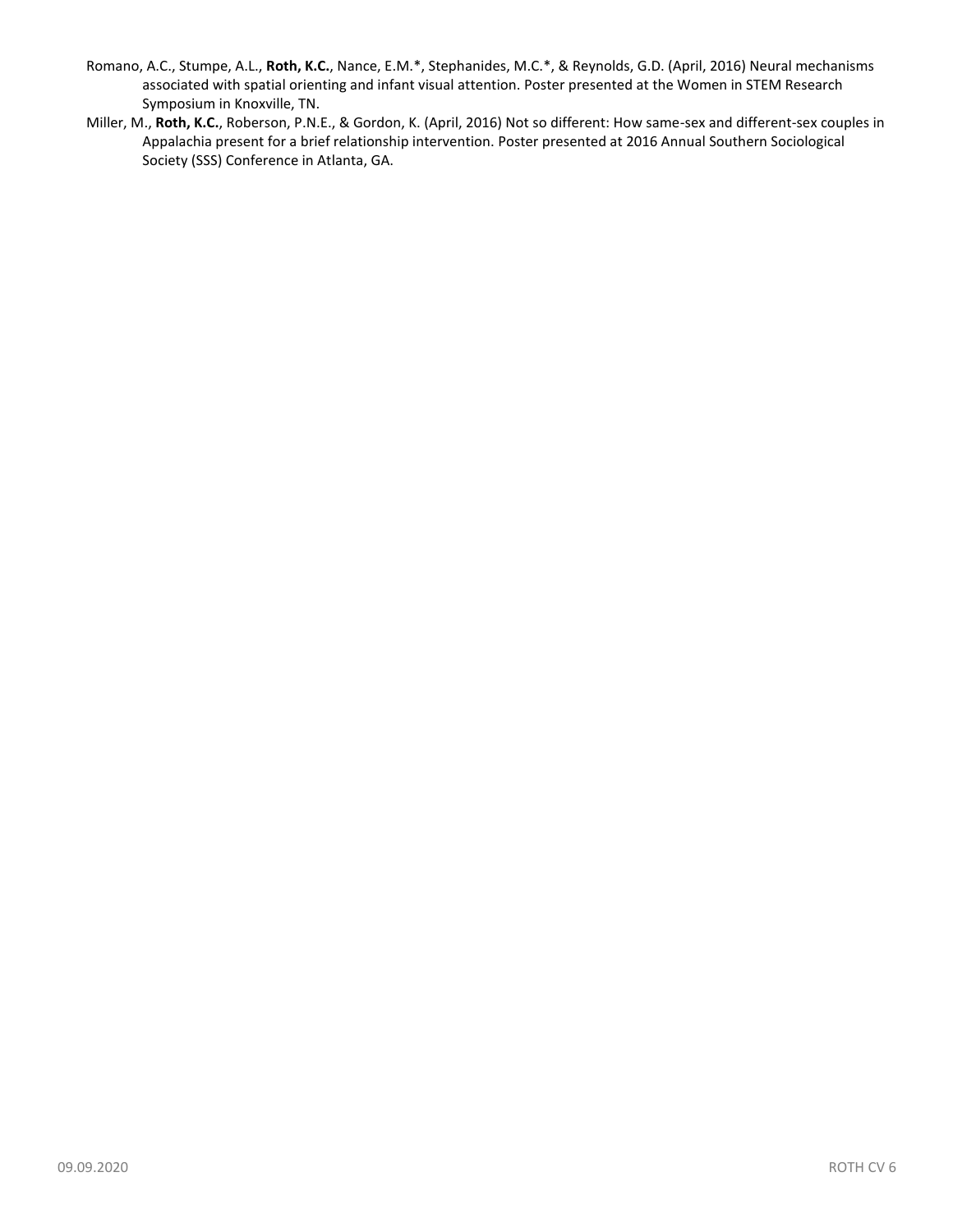Romano, A.C., Stumpe, A.L., **Roth, K.C.**, Nance, E.M.*, Stephanides, M.C.*, & Reynolds, G.D. (April, 2016) Neural mechanisms associated with spatial orienting and infant visual attention. Poster presented at the Women in STEM Research Symposium in Knoxville, TN.

Miller, M., **Roth, K.C.**, Roberson, P.N.E., & Gordon, K. (April, 2016) Not so different: How same-sex and different-sex couples in Appalachia present for a brief relationship intervention. Poster presented at 2016 Annual Southern Sociological Society (SSS) Conference in Atlanta, GA.